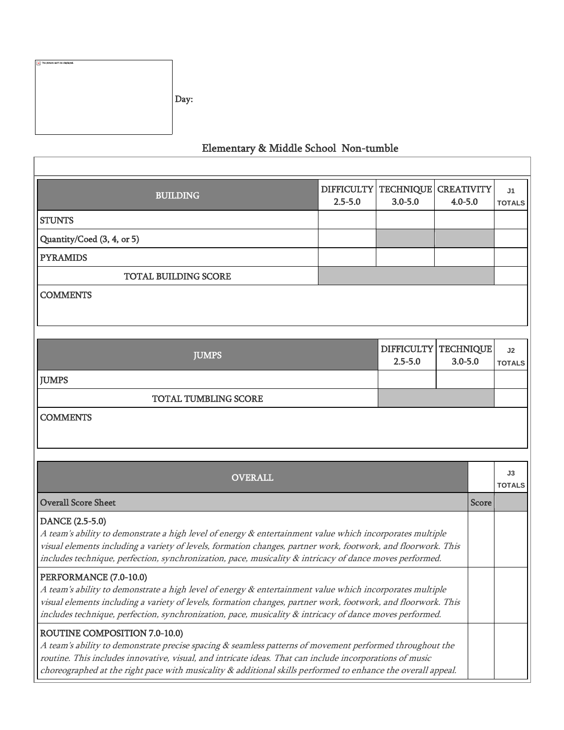Day:

## Elementary & Middle School Non-tumble

| BUILDING | DIFFICULTY 2.5-5.0 | TECHNIQUE 3.0-5.0 | CREATIVITY 4.0-5.0 | J1 TOTALS |
|---|---|---|---|---|
| STUNTS | | | | |
| Quantity/Coed (3, 4, or 5) | | | | |
| PYRAMIDS | | | | |
| TOTAL BUILDING SCORE | | | | |
| COMMENTS | | | | |

| JUMPS | DIFFICULTY 2.5-5.0 | TECHNIQUE 3.0-5.0 | J2 TOTALS |
|---|---|---|---|
| JUMPS | | | |
| TOTAL TUMBLING SCORE | | | |
| COMMENTS | | | |

| OVERALL | | J3 TOTALS |
|---|---|---|
| Overall Score Sheet | Score | |
| DANCE (2.5-5.0) *A team's ability to demonstrate a high level of energy & entertainment value which incorporates multiple visual elements including a variety of levels, formation changes, partner work, footwork, and floorwork. This includes technique, perfection, synchronization, pace, musicality & intricacy of dance moves performed.* | | |
| PERFORMANCE (7.0-10.0) *A team's ability to demonstrate a high level of energy & entertainment value which incorporates multiple visual elements including a variety of levels, formation changes, partner work, footwork, and floorwork. This includes technique, perfection, synchronization, pace, musicality & intricacy of dance moves performed.* | | |
| ROUTINE COMPOSITION 7.0-10.0) *A team's ability to demonstrate precise spacing & seamless patterns of movement performed throughout the routine. This includes innovative, visual, and intricate ideas. That can include incorporations of music choreographed at the right pace with musicality & additional skills performed to enhance the overall appeal.* | | |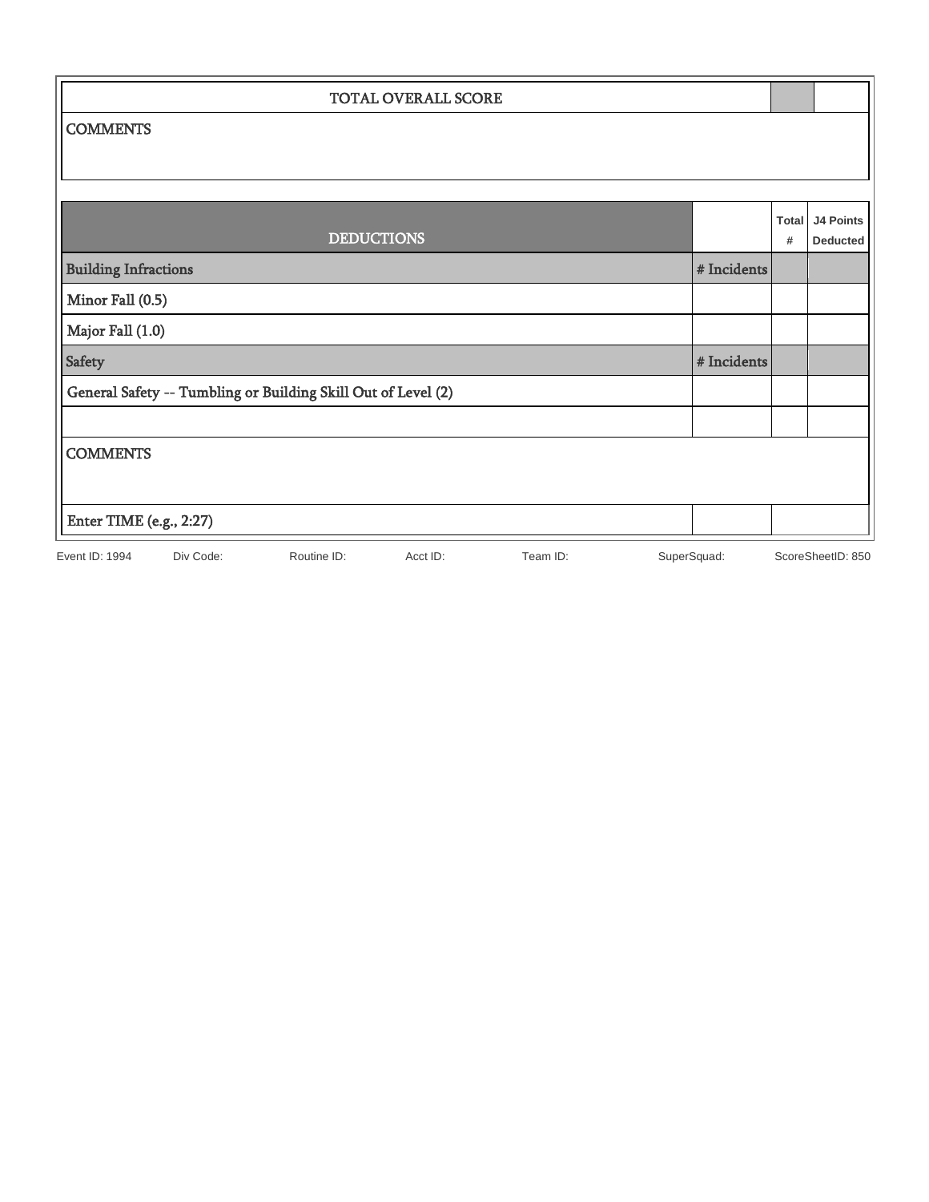| | | |
|---|---|---|
| TOTAL OVERALL SCORE | | |

COMMENTS

| DEDUCTIONS | | Total # | J4 Points Deducted |
|---|---|---|---|
| Building Infractions | # Incidents | | |
| Minor Fall (0.5) | | | |
| Major Fall (1.0) | | | |
| Safety | # Incidents | | |
| General Safety -- Tumbling or Building Skill Out of Level (2) | | | |
| | | | |

COMMENTS

| | | |
|---|---|---|
| Enter TIME (e.g., 2:27) | | |

Event ID: 1994 Div Code: Routine ID: Acct ID: Team ID: SuperSquad: ScoreSheetID: 850